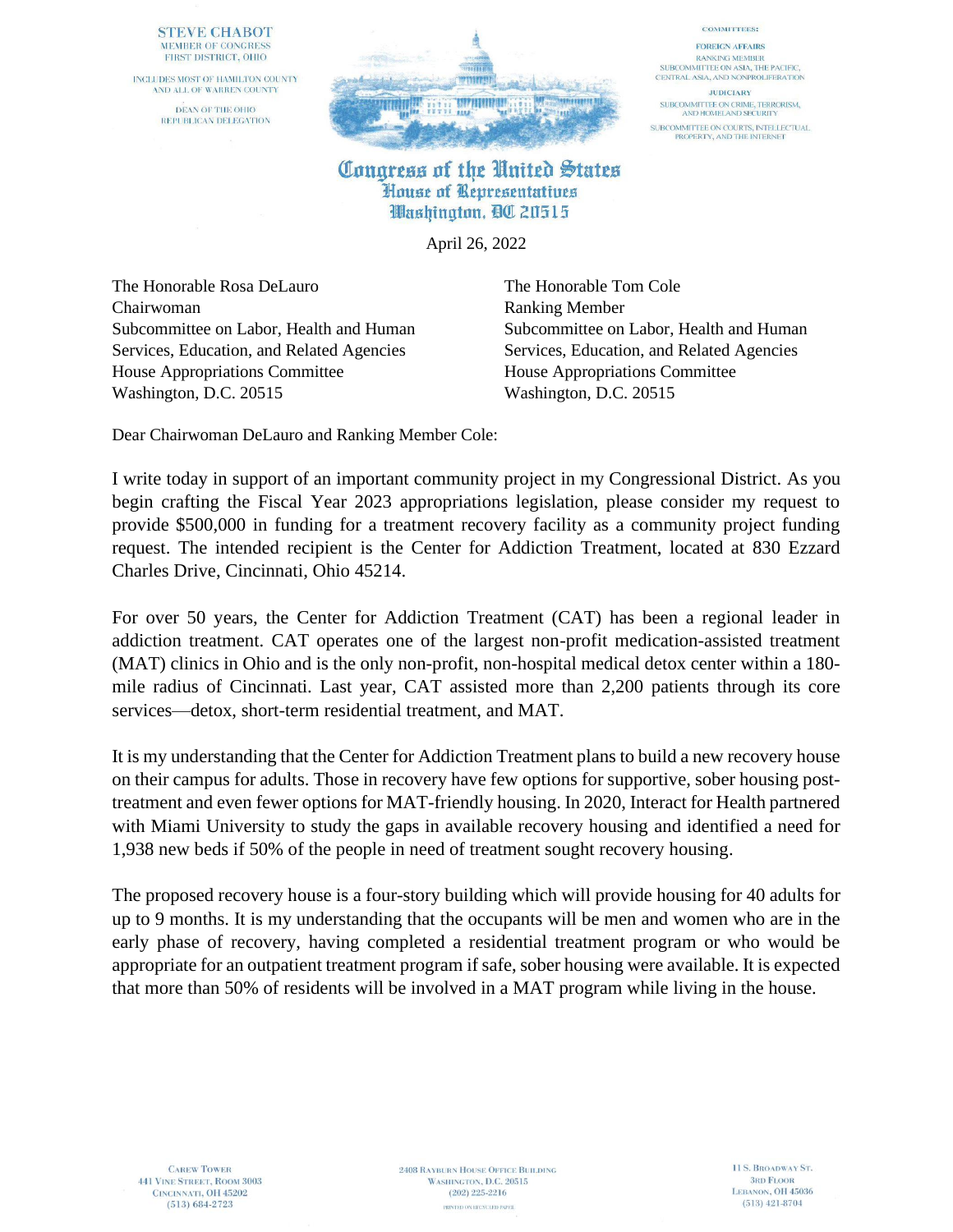STEVE CHABOT
MEMBER OF CONGRESS
FIRST DISTRICT, OHIO

INCLUDES MOST OF HAMILTON COUNTY
AND ALL OF WARREN COUNTY

DEAN OF THE OHIO
REPUBLICAN DELEGATION

COMMITTEES:

FOREIGN AFFAIRS
RANKING MEMBER
SUBCOMMITTEE ON ASIA, THE PACIFIC,
CENTRAL ASIA, AND NONPROLIFERATION

JUDICIARY
SUBCOMMITTEE ON CRIME, TERRORISM,
AND HOMELAND SECURITY

SUBCOMMITTEE ON COURTS, INTELLECTUAL
PROPERTY, AND THE INTERNET

**Congress of the United States**
**House of Representatives**
**Washington, DC 20515**

April 26, 2022

The Honorable Rosa DeLauro
Chairwoman
Subcommittee on Labor, Health and Human Services, Education, and Related Agencies
House Appropriations Committee
Washington, D.C. 20515

The Honorable Tom Cole
Ranking Member
Subcommittee on Labor, Health and Human Services, Education, and Related Agencies
House Appropriations Committee
Washington, D.C. 20515

Dear Chairwoman DeLauro and Ranking Member Cole:

I write today in support of an important community project in my Congressional District. As you begin crafting the Fiscal Year 2023 appropriations legislation, please consider my request to provide $500,000 in funding for a treatment recovery facility as a community project funding request. The intended recipient is the Center for Addiction Treatment, located at 830 Ezzard Charles Drive, Cincinnati, Ohio 45214.

For over 50 years, the Center for Addiction Treatment (CAT) has been a regional leader in addiction treatment. CAT operates one of the largest non-profit medication-assisted treatment (MAT) clinics in Ohio and is the only non-profit, non-hospital medical detox center within a 180-mile radius of Cincinnati. Last year, CAT assisted more than 2,200 patients through its core services—detox, short-term residential treatment, and MAT.

It is my understanding that the Center for Addiction Treatment plans to build a new recovery house on their campus for adults. Those in recovery have few options for supportive, sober housing post-treatment and even fewer options for MAT-friendly housing. In 2020, Interact for Health partnered with Miami University to study the gaps in available recovery housing and identified a need for 1,938 new beds if 50% of the people in need of treatment sought recovery housing.

The proposed recovery house is a four-story building which will provide housing for 40 adults for up to 9 months. It is my understanding that the occupants will be men and women who are in the early phase of recovery, having completed a residential treatment program or who would be appropriate for an outpatient treatment program if safe, sober housing were available. It is expected that more than 50% of residents will be involved in a MAT program while living in the house.

CAREW TOWER
441 VINE STREET, ROOM 3003
CINCINNATI, OH 45202
(513) 684-2723

2408 RAYBURN HOUSE OFFICE BUILDING
WASHINGTON, D.C. 20515
(202) 225-2216

11 S. BROADWAY ST.
3RD FLOOR
LEBANON, OH 45036
(513) 421-8704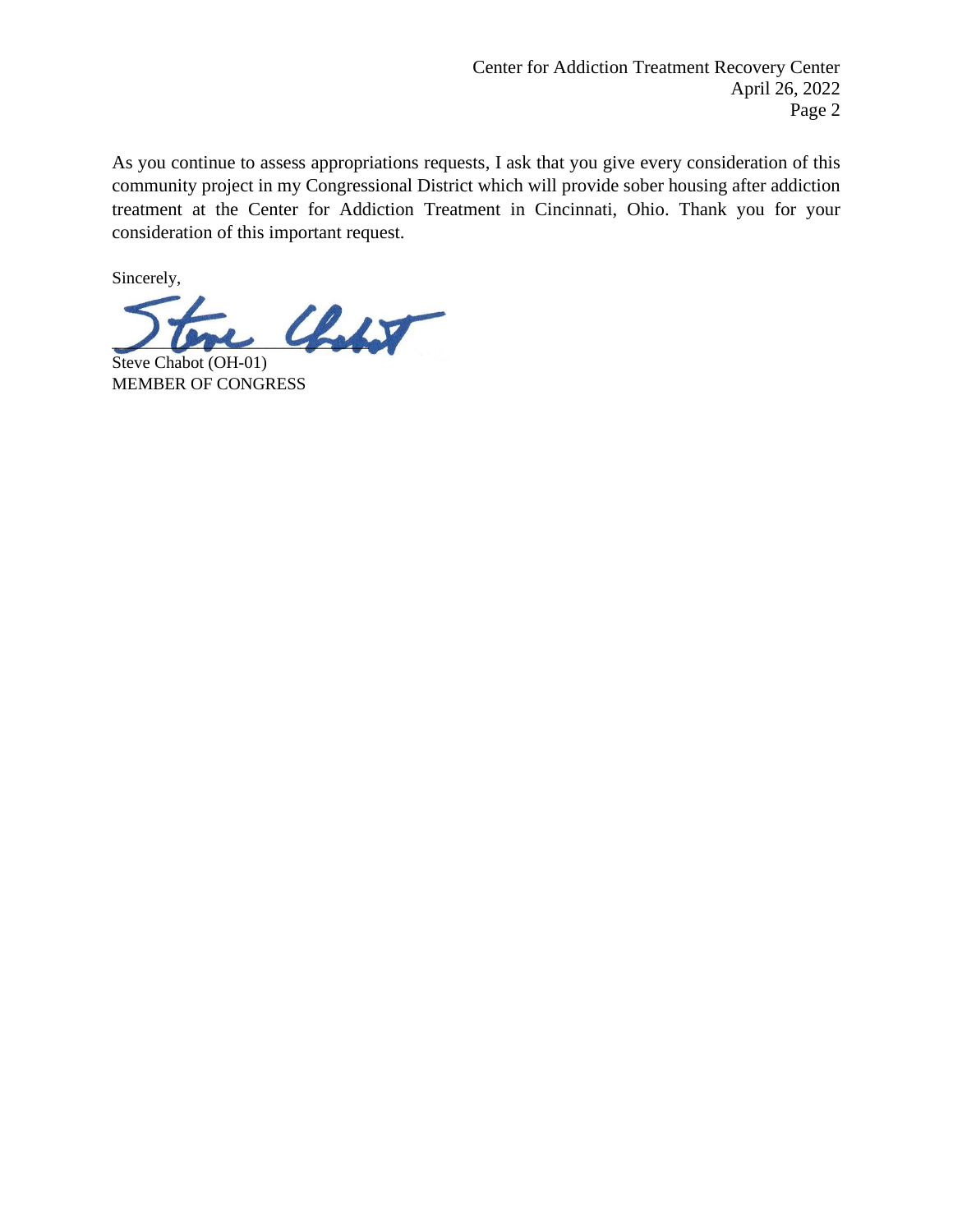As you continue to assess appropriations requests, I ask that you give every consideration of this community project in my Congressional District which will provide sober housing after addiction treatment at the Center for Addiction Treatment in Cincinnati, Ohio. Thank you for your consideration of this important request.

Sincerely,

Steve Chabot (OH-01)
MEMBER OF CONGRESS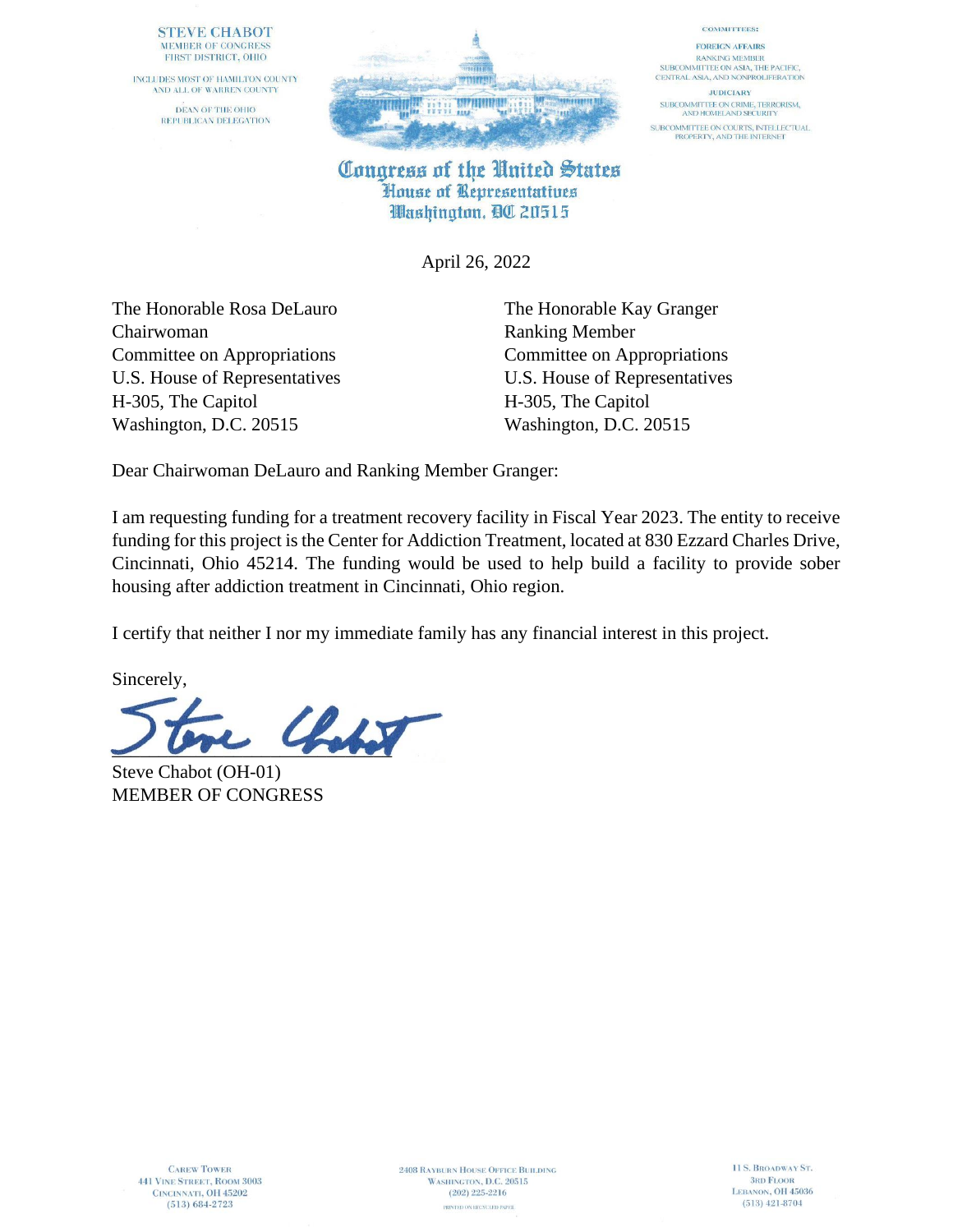STEVE CHABOT
MEMBER OF CONGRESS
FIRST DISTRICT, OHIO

INCLUDES MOST OF HAMILTON COUNTY
AND ALL OF WARREN COUNTY

DEAN OF THE OHIO
REPUBLICAN DELEGATION

COMMITTEES:

FOREIGN AFFAIRS
RANKING MEMBER
SUBCOMMITTEE ON ASIA, THE PACIFIC,
CENTRAL ASIA, AND NONPROLIFERATION

JUDICIARY
SUBCOMMITTEE ON CRIME, TERRORISM,
AND HOMELAND SECURITY
SUBCOMMITTEE ON COURTS, INTELLECTUAL
PROPERTY, AND THE INTERNET

**Congress of the United States**
**House of Representatives**
**Washington, DC 20515**

April 26, 2022

The Honorable Rosa DeLauro
Chairwoman
Committee on Appropriations
U.S. House of Representatives
H-305, The Capitol
Washington, D.C. 20515

The Honorable Kay Granger
Ranking Member
Committee on Appropriations
U.S. House of Representatives
H-305, The Capitol
Washington, D.C. 20515

Dear Chairwoman DeLauro and Ranking Member Granger:

I am requesting funding for a treatment recovery facility in Fiscal Year 2023. The entity to receive funding for this project is the Center for Addiction Treatment, located at 830 Ezzard Charles Drive, Cincinnati, Ohio 45214. The funding would be used to help build a facility to provide sober housing after addiction treatment in Cincinnati, Ohio region.

I certify that neither I nor my immediate family has any financial interest in this project.

Sincerely,

Steve Chabot

Steve Chabot (OH-01)
MEMBER OF CONGRESS

CAREW TOWER
441 VINE STREET, ROOM 3003
CINCINNATI, OH 45202
(513) 684-2723

2408 RAYBURN HOUSE OFFICE BUILDING
WASHINGTON, D.C. 20515
(202) 225-2216
PRINTED ON RECYCLED PAPER

11 S. BROADWAY ST.
3RD FLOOR
LEBANON, OH 45036
(513) 421-8704